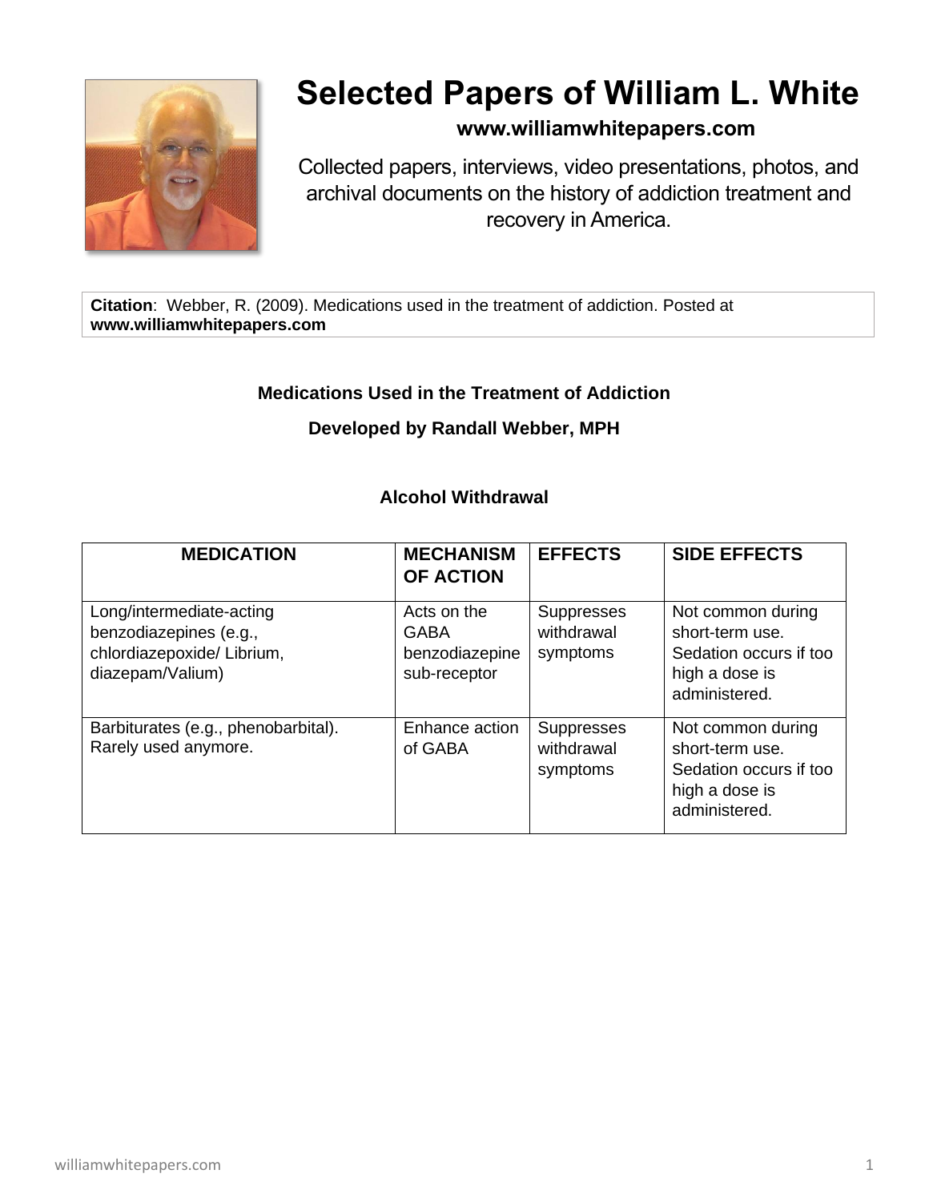# Selected Papers of William L. White

**www.williamwhitepapers.com**

Collected papers, interviews, video presentations, photos, and archival documents on the history of addiction treatment and recovery in America.

**Citation**: Webber, R. (2009). Medications used in the treatment of addiction. Posted at **www.williamwhitepapers.com**

## Medications Used in the Treatment of Addiction

### Developed by Randall Webber, MPH

### Alcohol Withdrawal

| MEDICATION | MECHANISM OF ACTION | EFFECTS | SIDE EFFECTS |
|---|---|---|---|
| Long/intermediate-acting benzodiazepines (e.g., chlordiazepoxide/ Librium, diazepam/Valium) | Acts on the GABA benzodiazepine sub-receptor | Suppresses withdrawal symptoms | Not common during short-term use. Sedation occurs if too high a dose is administered. |
| Barbiturates (e.g., phenobarbital). Rarely used anymore. | Enhance action of GABA | Suppresses withdrawal symptoms | Not common during short-term use. Sedation occurs if too high a dose is administered. |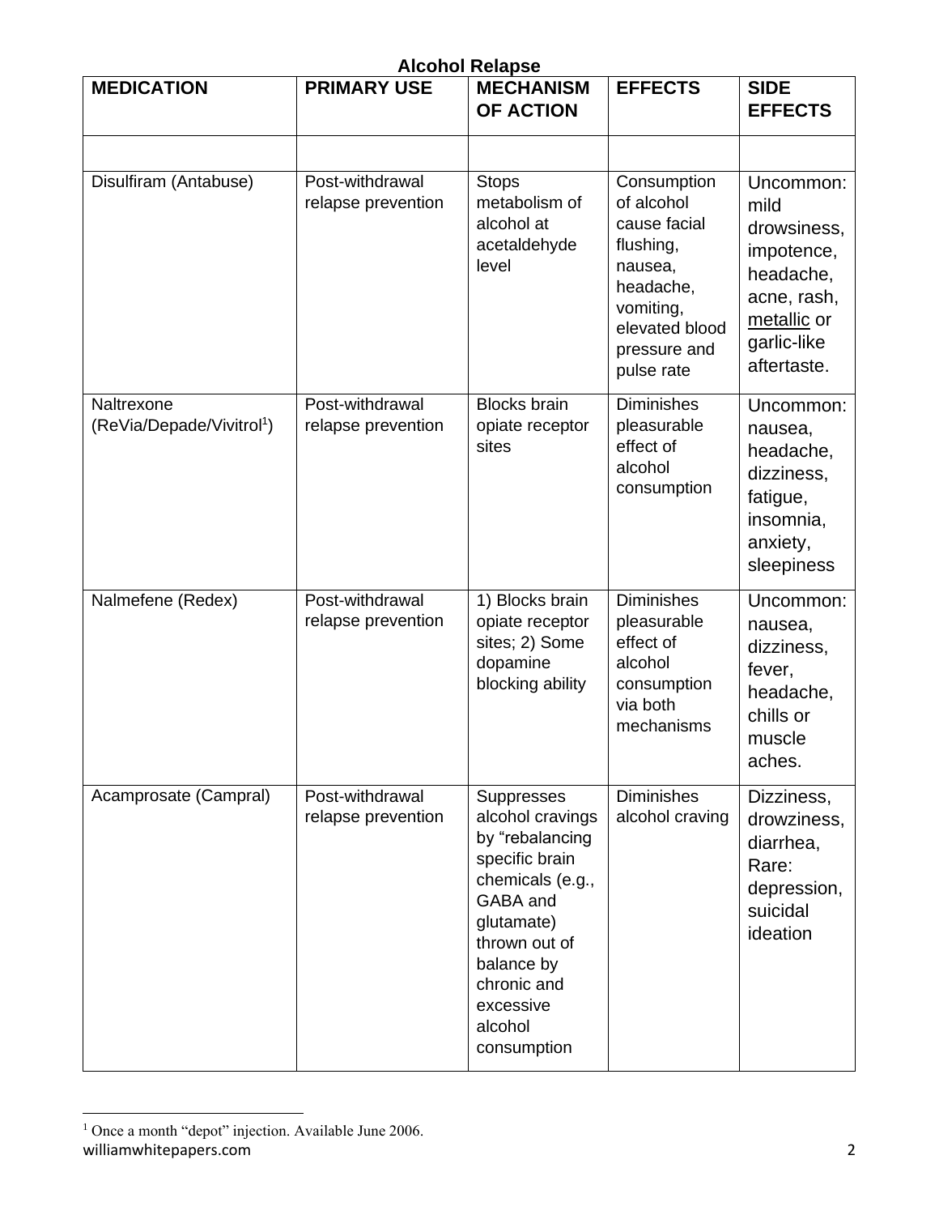**Alcohol Relapse**

| MEDICATION | PRIMARY USE | MECHANISM OF ACTION | EFFECTS | SIDE EFFECTS |
|---|---|---|---|---|
| | | | | |
| Disulfiram (Antabuse) | Post-withdrawal relapse prevention | Stops metabolism of alcohol at acetaldehyde level | Consumption of alcohol cause facial flushing, nausea, headache, vomiting, elevated blood pressure and pulse rate | Uncommon: mild drowsiness, impotence, headache, acne, rash, metallic or garlic-like aftertaste. |
| Naltrexone (ReVia/Depade/Vivitrol[1]) | Post-withdrawal relapse prevention | Blocks brain opiate receptor sites | Diminishes pleasurable effect of alcohol consumption | Uncommon: nausea, headache, dizziness, fatigue, insomnia, anxiety, sleepiness |
| Nalmefene (Redex) | Post-withdrawal relapse prevention | 1) Blocks brain opiate receptor sites; 2) Some dopamine blocking ability | Diminishes pleasurable effect of alcohol consumption via both mechanisms | Uncommon: nausea, dizziness, fever, headache, chills or muscle aches. |
| Acamprosate (Campral) | Post-withdrawal relapse prevention | Suppresses alcohol cravings by "rebalancing specific brain chemicals (e.g., GABA and glutamate) thrown out of balance by chronic and excessive alcohol consumption | Diminishes alcohol craving | Dizziness, drowziness, diarrhea, Rare: depression, suicidal ideation |

[1] Once a month "depot" injection. Available June 2006.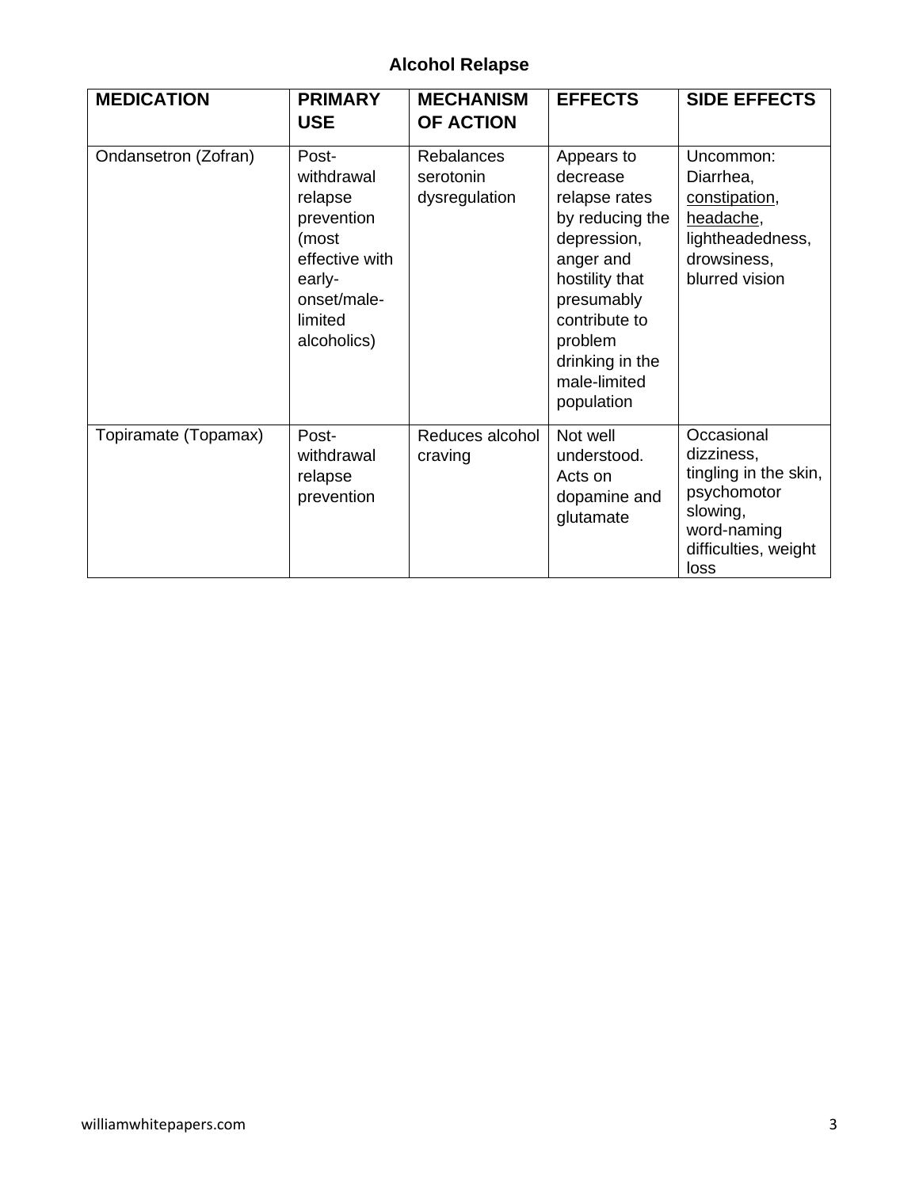## Alcohol Relapse

| MEDICATION | PRIMARY USE | MECHANISM OF ACTION | EFFECTS | SIDE EFFECTS |
|---|---|---|---|---|
| Ondansetron (Zofran) | Post-withdrawal relapse prevention (most effective with early-onset/male-limited alcoholics) | Rebalances serotonin dysregulation | Appears to decrease relapse rates by reducing the depression, anger and hostility that presumably contribute to problem drinking in the male-limited population | Uncommon: Diarrhea, constipation, headache, lightheadedness, drowsiness, blurred vision |
| Topiramate (Topamax) | Post-withdrawal relapse prevention | Reduces alcohol craving | Not well understood. Acts on dopamine and glutamate | Occasional dizziness, tingling in the skin, psychomotor slowing, word-naming difficulties, weight loss |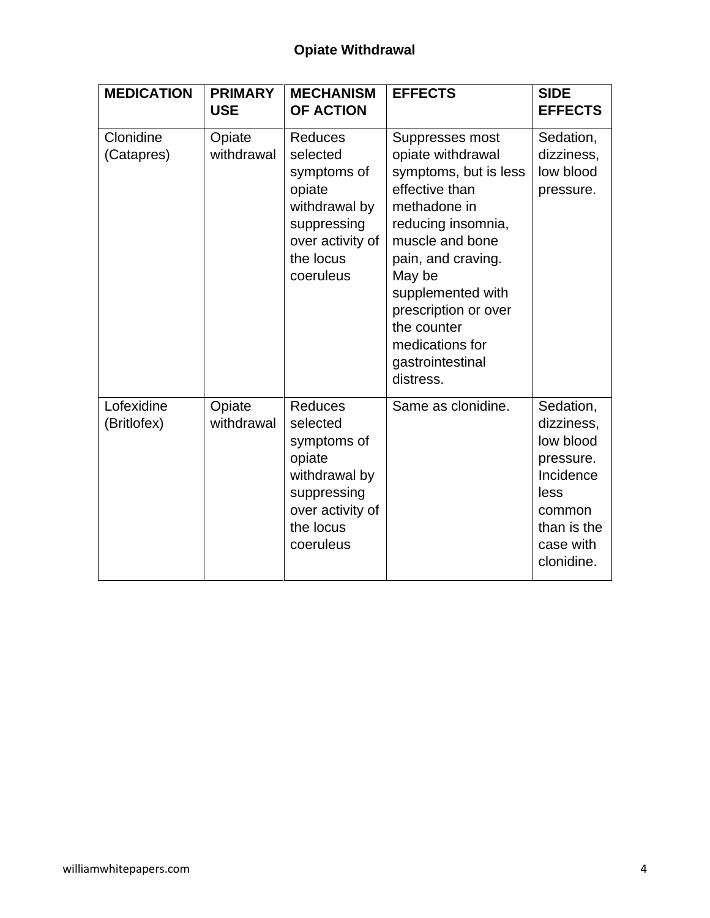**Opiate Withdrawal**

| MEDICATION | PRIMARY USE | MECHANISM OF ACTION | EFFECTS | SIDE EFFECTS |
|---|---|---|---|---|
| Clonidine (Catapres) | Opiate withdrawal | Reduces selected symptoms of opiate withdrawal by suppressing over activity of the locus coeruleus | Suppresses most opiate withdrawal symptoms, but is less effective than methadone in reducing insomnia, muscle and bone pain, and craving. May be supplemented with prescription or over the counter medications for gastrointestinal distress. | Sedation, dizziness, low blood pressure. |
| Lofexidine (Britlofex) | Opiate withdrawal | Reduces selected symptoms of opiate withdrawal by suppressing over activity of the locus coeruleus | Same as clonidine. | Sedation, dizziness, low blood pressure. Incidence less common than is the case with clonidine. |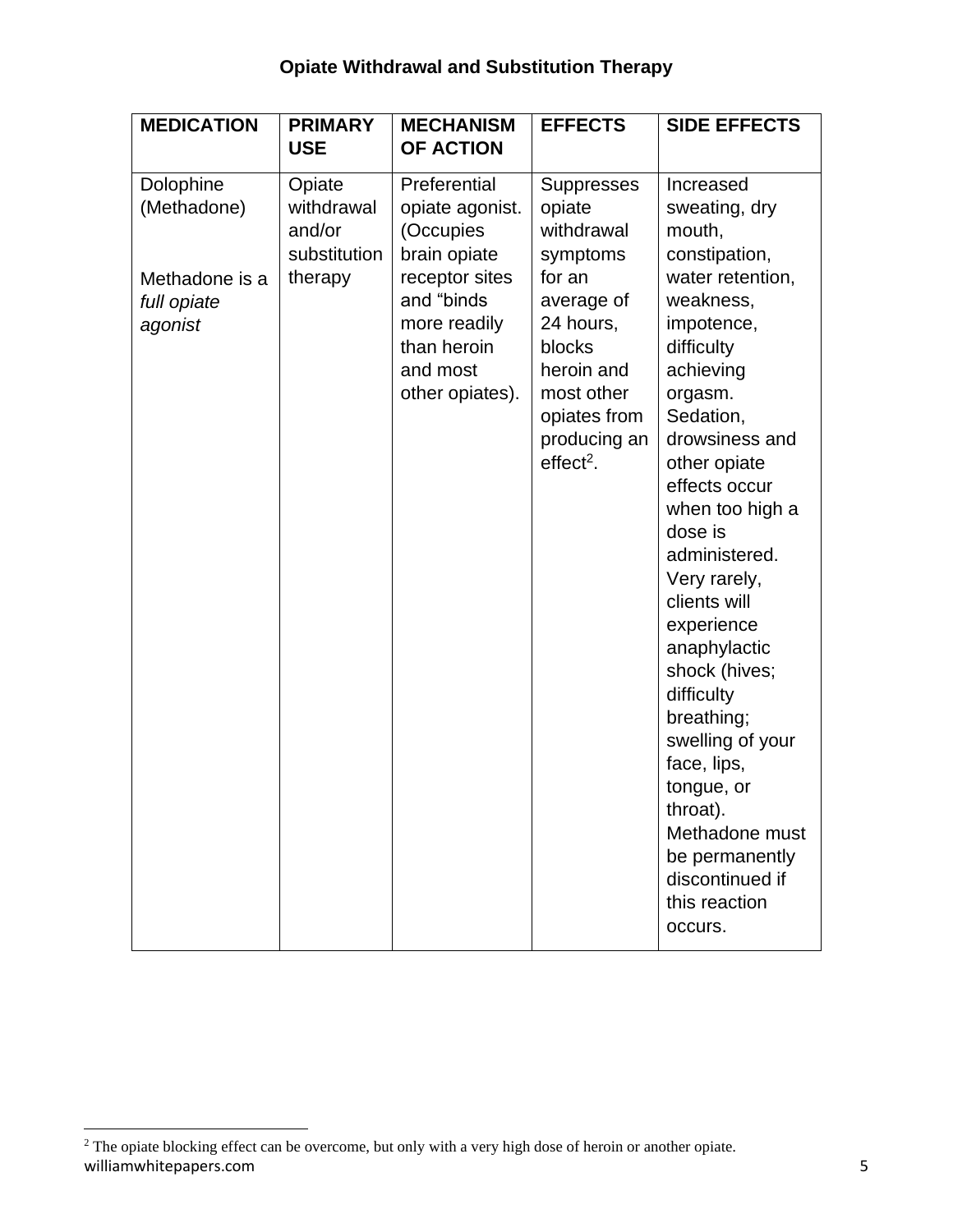**Opiate Withdrawal and Substitution Therapy**

| MEDICATION | PRIMARY USE | MECHANISM OF ACTION | EFFECTS | SIDE EFFECTS |
|---|---|---|---|---|
| Dolophine (Methadone)<br><br>Methadone is a *full opiate agonist* | Opiate withdrawal and/or substitution therapy | Preferential opiate agonist. (Occupies brain opiate receptor sites and "binds more readily than heroin and most other opiates). | Suppresses opiate withdrawal symptoms for an average of 24 hours, blocks heroin and most other opiates from producing an effect[2]. | Increased sweating, dry mouth, constipation, water retention, weakness, impotence, difficulty achieving orgasm. Sedation, drowsiness and other opiate effects occur when too high a dose is administered. Very rarely, clients will experience anaphylactic shock (hives; difficulty breathing; swelling of your face, lips, tongue, or throat). Methadone must be permanently discontinued if this reaction occurs. |

[2] The opiate blocking effect can be overcome, but only with a very high dose of heroin or another opiate.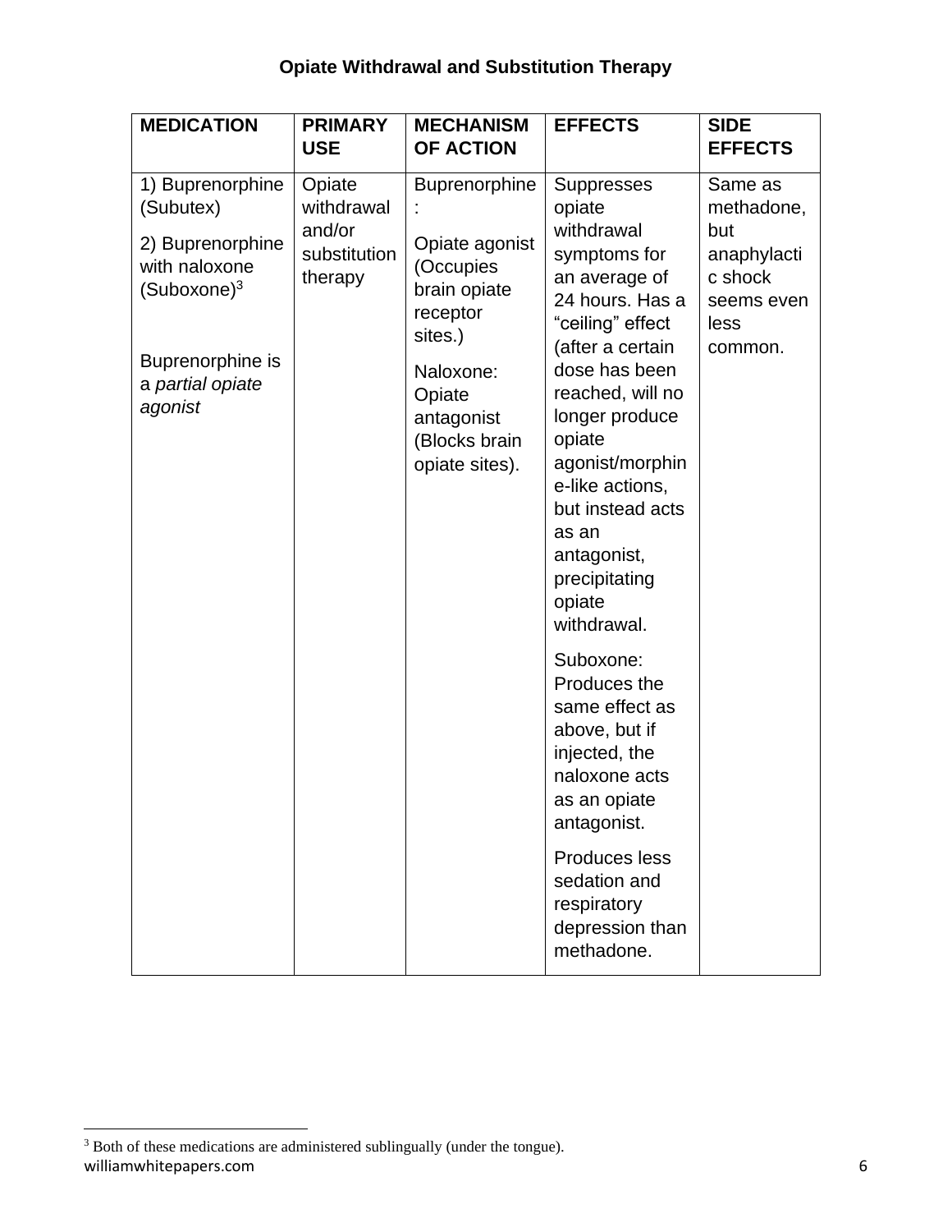**Opiate Withdrawal and Substitution Therapy**

| MEDICATION | PRIMARY USE | MECHANISM OF ACTION | EFFECTS | SIDE EFFECTS |
|---|---|---|---|---|
| 1) Buprenorphine (Subutex)<br><br>2) Buprenorphine with naloxone (Suboxone)[3]<br><br>Buprenorphine is a *partial opiate agonist* | Opiate withdrawal and/or substitution therapy | Buprenorphine:<br><br>Opiate agonist (Occupies brain opiate receptor sites.)<br><br>Naloxone: Opiate antagonist (Blocks brain opiate sites). | Suppresses opiate withdrawal symptoms for an average of 24 hours. Has a "ceiling" effect (after a certain dose has been reached, will no longer produce opiate agonist/morphine-like actions, but instead acts as an antagonist, precipitating opiate withdrawal.<br><br>Suboxone: Produces the same effect as above, but if injected, the naloxone acts as an opiate antagonist.<br><br>Produces less sedation and respiratory depression than methadone. | Same as methadone, but anaphylactic shock seems even less common. |

[3] Both of these medications are administered sublingually (under the tongue).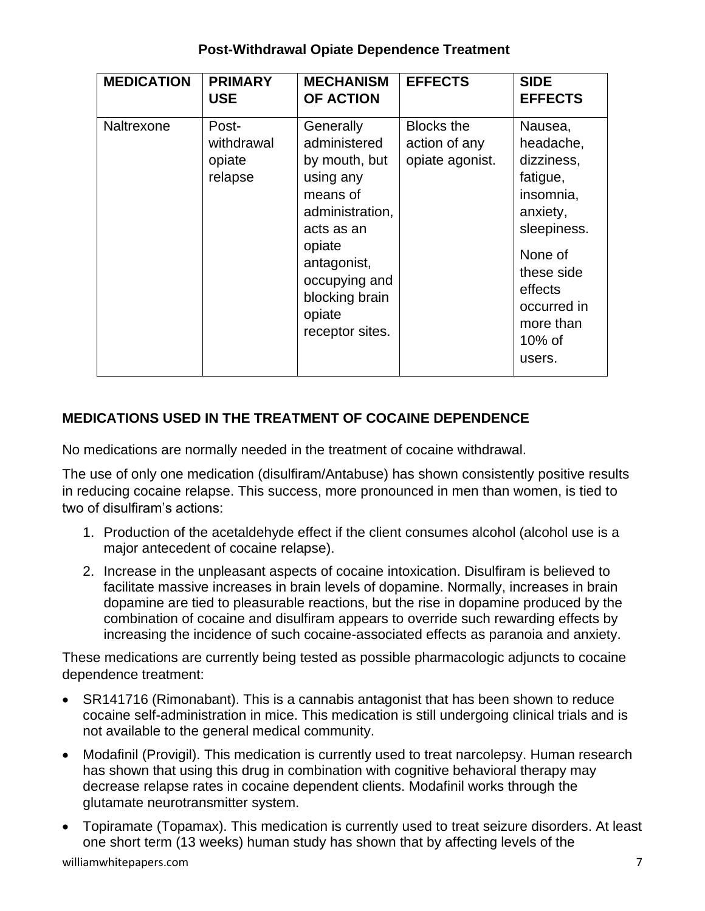**Post-Withdrawal Opiate Dependence Treatment**

| MEDICATION | PRIMARY USE | MECHANISM OF ACTION | EFFECTS | SIDE EFFECTS |
| --- | --- | --- | --- | --- |
| Naltrexone | Post-withdrawal opiate relapse | Generally administered by mouth, but using any means of administration, acts as an opiate antagonist, occupying and blocking brain opiate receptor sites. | Blocks the action of any opiate agonist. | Nausea, headache, dizziness, fatigue, insomnia, anxiety, sleepiness. None of these side effects occurred in more than 10% of users. |

## MEDICATIONS USED IN THE TREATMENT OF COCAINE DEPENDENCE

No medications are normally needed in the treatment of cocaine withdrawal.

The use of only one medication (disulfiram/Antabuse) has shown consistently positive results in reducing cocaine relapse. This success, more pronounced in men than women, is tied to two of disulfiram's actions:

1. Production of the acetaldehyde effect if the client consumes alcohol (alcohol use is a major antecedent of cocaine relapse).
2. Increase in the unpleasant aspects of cocaine intoxication. Disulfiram is believed to facilitate massive increases in brain levels of dopamine. Normally, increases in brain dopamine are tied to pleasurable reactions, but the rise in dopamine produced by the combination of cocaine and disulfiram appears to override such rewarding effects by increasing the incidence of such cocaine-associated effects as paranoia and anxiety.

These medications are currently being tested as possible pharmacologic adjuncts to cocaine dependence treatment:

- SR141716 (Rimonabant). This is a cannabis antagonist that has been shown to reduce cocaine self-administration in mice. This medication is still undergoing clinical trials and is not available to the general medical community.
- Modafinil (Provigil). This medication is currently used to treat narcolepsy. Human research has shown that using this drug in combination with cognitive behavioral therapy may decrease relapse rates in cocaine dependent clients. Modafinil works through the glutamate neurotransmitter system.
- Topiramate (Topamax). This medication is currently used to treat seizure disorders. At least one short term (13 weeks) human study has shown that by affecting levels of the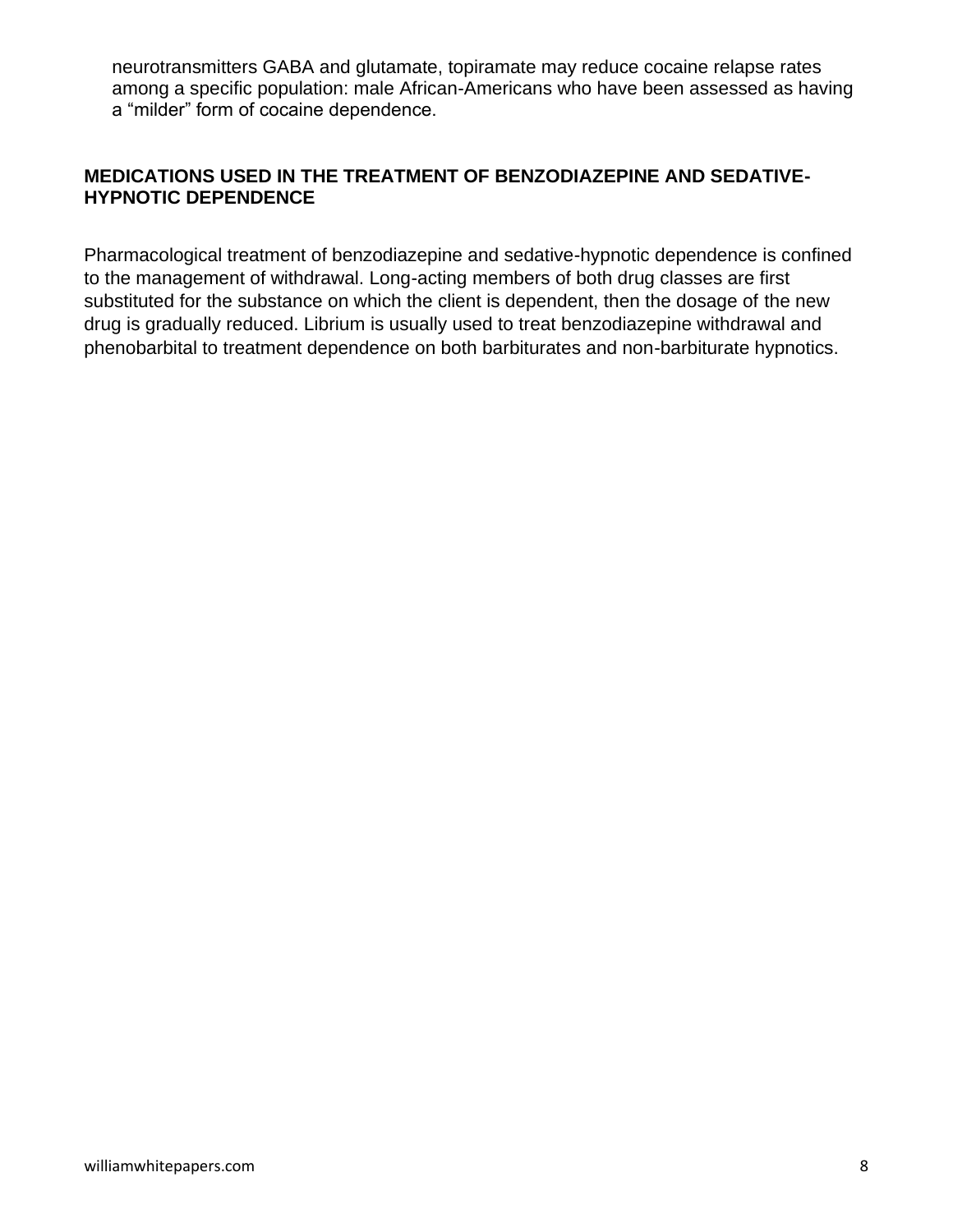neurotransmitters GABA and glutamate, topiramate may reduce cocaine relapse rates among a specific population: male African-Americans who have been assessed as having a “milder” form of cocaine dependence.

## MEDICATIONS USED IN THE TREATMENT OF BENZODIAZEPINE AND SEDATIVE-HYPNOTIC DEPENDENCE

Pharmacological treatment of benzodiazepine and sedative-hypnotic dependence is confined to the management of withdrawal. Long-acting members of both drug classes are first substituted for the substance on which the client is dependent, then the dosage of the new drug is gradually reduced. Librium is usually used to treat benzodiazepine withdrawal and phenobarbital to treatment dependence on both barbiturates and non-barbiturate hypnotics.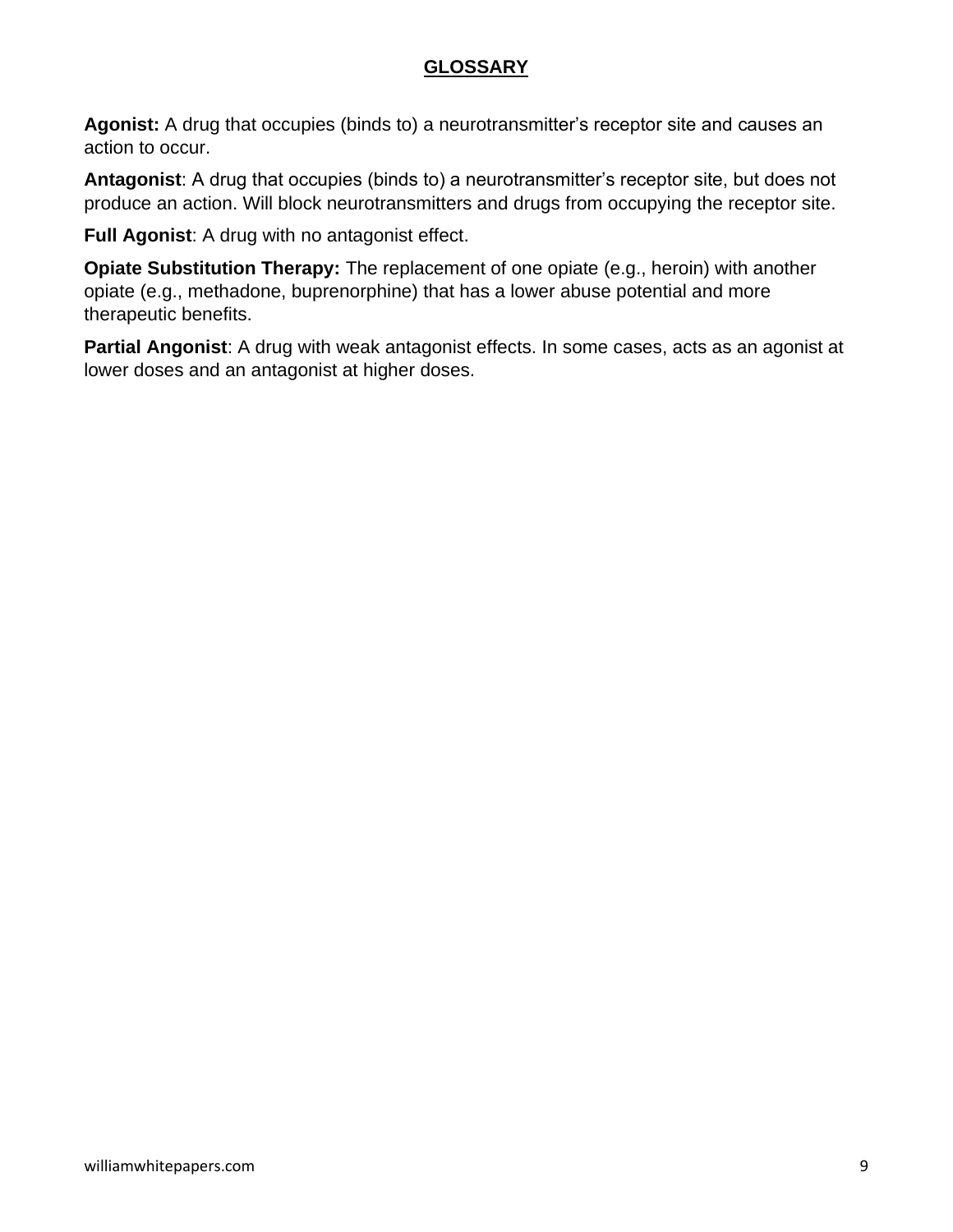## GLOSSARY

**Agonist:** A drug that occupies (binds to) a neurotransmitter's receptor site and causes an action to occur.

**Antagonist**: A drug that occupies (binds to) a neurotransmitter's receptor site, but does not produce an action. Will block neurotransmitters and drugs from occupying the receptor site.

**Full Agonist**: A drug with no antagonist effect.

**Opiate Substitution Therapy:** The replacement of one opiate (e.g., heroin) with another opiate (e.g., methadone, buprenorphine) that has a lower abuse potential and more therapeutic benefits.

**Partial Angonist**: A drug with weak antagonist effects. In some cases, acts as an agonist at lower doses and an antagonist at higher doses.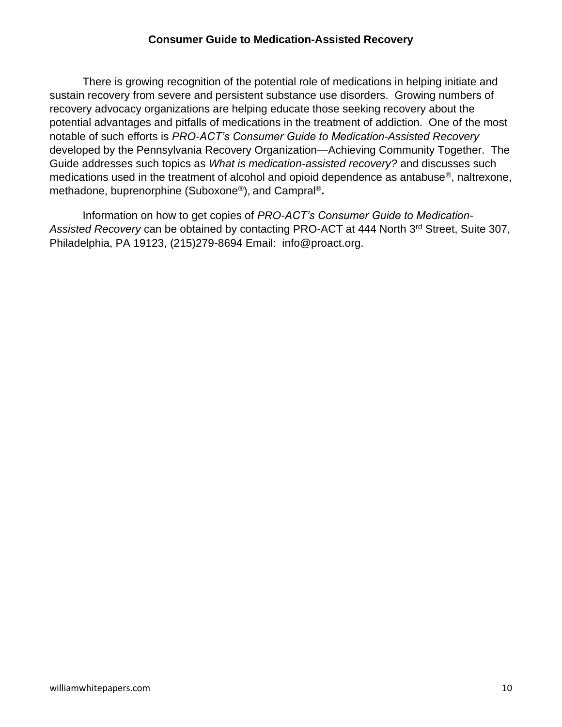**Consumer Guide to Medication-Assisted Recovery**

There is growing recognition of the potential role of medications in helping initiate and sustain recovery from severe and persistent substance use disorders. Growing numbers of recovery advocacy organizations are helping educate those seeking recovery about the potential advantages and pitfalls of medications in the treatment of addiction. One of the most notable of such efforts is *PRO-ACT's Consumer Guide to Medication-Assisted Recovery* developed by the Pennsylvania Recovery Organization—Achieving Community Together. The Guide addresses such topics as *What is medication-assisted recovery?* and discusses such medications used in the treatment of alcohol and opioid dependence as antabuse®, naltrexone, methadone, buprenorphine (Suboxone®), and Campral®**.**

Information on how to get copies of *PRO-ACT's Consumer Guide to Medication-Assisted Recovery* can be obtained by contacting PRO-ACT at 444 North 3rd Street, Suite 307, Philadelphia, PA 19123, (215)279-8694 Email: info@proact.org.